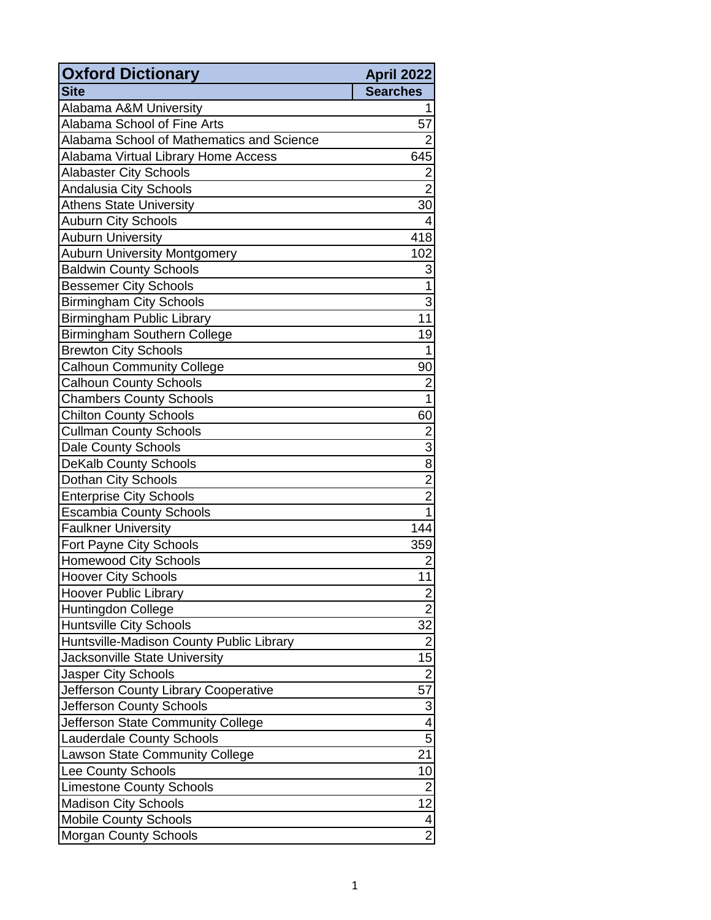| Oxford Dictionary | April 2022 |
| --- | --- |
| **Site** | **Searches** |
| Alabama A&M University | 1 |
| Alabama School of Fine Arts | 57 |
| Alabama School of Mathematics and Science | 2 |
| Alabama Virtual Library Home Access | 645 |
| Alabaster City Schools | 2 |
| Andalusia City Schools | 2 |
| Athens State University | 30 |
| Auburn City Schools | 4 |
| Auburn University | 418 |
| Auburn University Montgomery | 102 |
| Baldwin County Schools | 3 |
| Bessemer City Schools | 1 |
| Birmingham City Schools | 3 |
| Birmingham Public Library | 11 |
| Birmingham Southern College | 19 |
| Brewton City Schools | 1 |
| Calhoun Community College | 90 |
| Calhoun County Schools | 2 |
| Chambers County Schools | 1 |
| Chilton County Schools | 60 |
| Cullman County Schools | 2 |
| Dale County Schools | 3 |
| DeKalb County Schools | 8 |
| Dothan City Schools | 2 |
| Enterprise City Schools | 2 |
| Escambia County Schools | 1 |
| Faulkner University | 144 |
| Fort Payne City Schools | 359 |
| Homewood City Schools | 2 |
| Hoover City Schools | 11 |
| Hoover Public Library | 2 |
| Huntingdon College | 2 |
| Huntsville City Schools | 32 |
| Huntsville-Madison County Public Library | 2 |
| Jacksonville State University | 15 |
| Jasper City Schools | 2 |
| Jefferson County Library Cooperative | 57 |
| Jefferson County Schools | 3 |
| Jefferson State Community College | 4 |
| Lauderdale County Schools | 5 |
| Lawson State Community College | 21 |
| Lee County Schools | 10 |
| Limestone County Schools | 2 |
| Madison City Schools | 12 |
| Mobile County Schools | 4 |
| Morgan County Schools | 2 |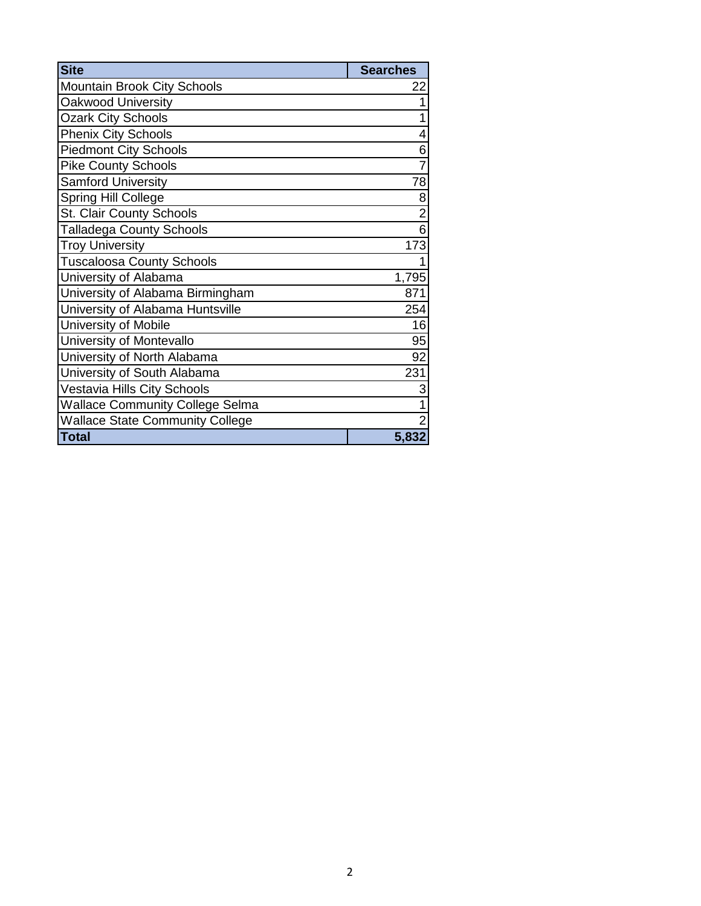| Site | Searches |
|---|---|
| Mountain Brook City Schools | 22 |
| Oakwood University | 1 |
| Ozark City Schools | 1 |
| Phenix City Schools | 4 |
| Piedmont City Schools | 6 |
| Pike County Schools | 7 |
| Samford University | 78 |
| Spring Hill College | 8 |
| St. Clair County Schools | 2 |
| Talladega County Schools | 6 |
| Troy University | 173 |
| Tuscaloosa County Schools | 1 |
| University of Alabama | 1,795 |
| University of Alabama Birmingham | 871 |
| University of Alabama Huntsville | 254 |
| University of Mobile | 16 |
| University of Montevallo | 95 |
| University of North Alabama | 92 |
| University of South Alabama | 231 |
| Vestavia Hills City Schools | 3 |
| Wallace Community College Selma | 1 |
| Wallace State Community College | 2 |
| **Total** | **5,832** |